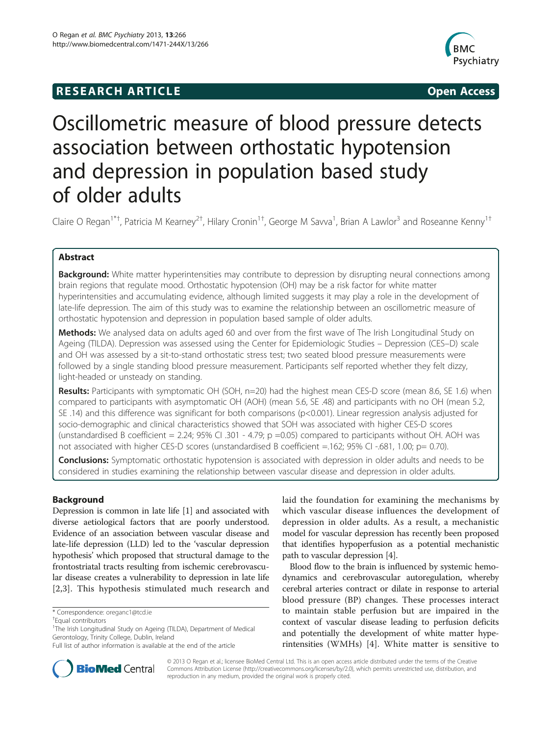**RESEARCH ARTICLE** **Open Access**

# Oscillometric measure of blood pressure detects association between orthostatic hypotension and depression in population based study of older adults

Claire O Regan[1*†], Patricia M Kearney[2†], Hilary Cronin[1†], George M Savva[1], Brian A Lawlor[3] and Roseanne Kenny[1†]

## Abstract

**Background:** White matter hyperintensities may contribute to depression by disrupting neural connections among brain regions that regulate mood. Orthostatic hypotension (OH) may be a risk factor for white matter hyperintensities and accumulating evidence, although limited suggests it may play a role in the development of late-life depression. The aim of this study was to examine the relationship between an oscillometric measure of orthostatic hypotension and depression in population based sample of older adults.

**Methods:** We analysed data on adults aged 60 and over from the first wave of The Irish Longitudinal Study on Ageing (TILDA). Depression was assessed using the Center for Epidemiologic Studies – Depression (CES–D) scale and OH was assessed by a sit-to-stand orthostatic stress test; two seated blood pressure measurements were followed by a single standing blood pressure measurement. Participants self reported whether they felt dizzy, light-headed or unsteady on standing.

**Results:** Participants with symptomatic OH (SOH, n=20) had the highest mean CES-D score (mean 8.6, SE 1.6) when compared to participants with asymptomatic OH (AOH) (mean 5.6, SE .48) and participants with no OH (mean 5.2, SE .14) and this difference was significant for both comparisons ($p<0.001$). Linear regression analysis adjusted for socio-demographic and clinical characteristics showed that SOH was associated with higher CES-D scores (unstandardised B coefficient = 2.24; 95% CI .301 - 4.79; p =0.05) compared to participants without OH. AOH was not associated with higher CES-D scores (unstandardised B coefficient =.162; 95% CI -.681, 1.00; p= 0.70).

**Conclusions:** Symptomatic orthostatic hypotension is associated with depression in older adults and needs to be considered in studies examining the relationship between vascular disease and depression in older adults.

## Background

Depression is common in late life [1] and associated with diverse aetiological factors that are poorly understood. Evidence of an association between vascular disease and late-life depression (LLD) led to the 'vascular depression hypothesis' which proposed that structural damage to the frontostriatal tracts resulting from ischemic cerebrovascular disease creates a vulnerability to depression in late life [2,3]. This hypothesis stimulated much research and laid the foundation for examining the mechanisms by which vascular disease influences the development of depression in older adults. As a result, a mechanistic model for vascular depression has recently been proposed that identifies hypoperfusion as a potential mechanistic path to vascular depression [4].

Blood flow to the brain is influenced by systemic hemodynamics and cerebrovascular autoregulation, whereby cerebral arteries contract or dilate in response to arterial blood pressure (BP) changes. These processes interact to maintain stable perfusion but are impaired in the context of vascular disease leading to perfusion deficits and potentially the development of white matter hyperintensities (WMHs) [4]. White matter is sensitive to

\* Correspondence: oreganc1@tcd.ie
†Equal contributors
[1]The Irish Longitudinal Study on Ageing (TILDA), Department of Medical Gerontology, Trinity College, Dublin, Ireland
Full list of author information is available at the end of the article

© 2013 O Regan et al.; licensee BioMed Central Ltd. This is an open access article distributed under the terms of the Creative Commons Attribution License (http://creativecommons.org/licenses/by/2.0), which permits unrestricted use, distribution, and reproduction in any medium, provided the original work is properly cited.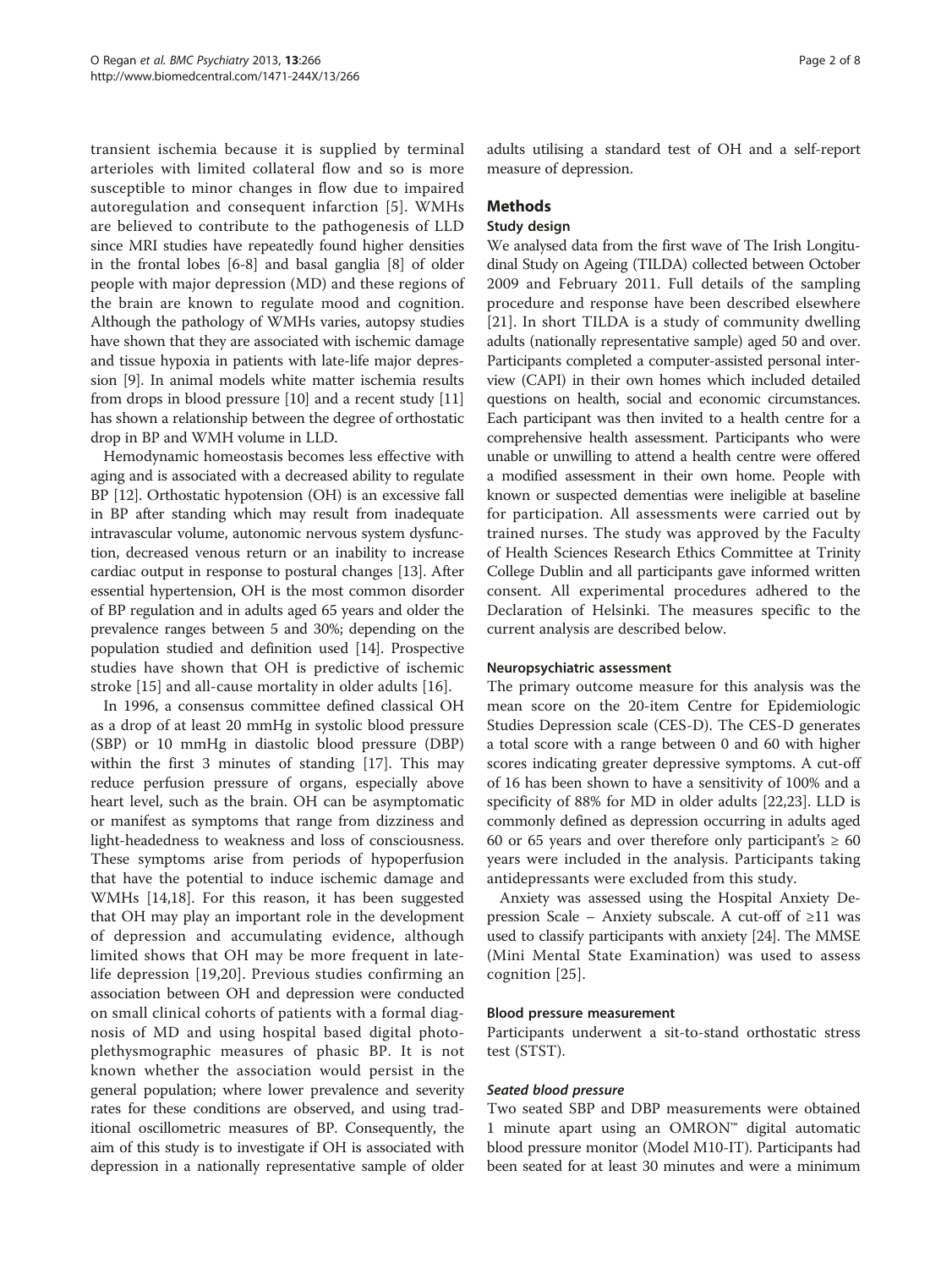transient ischemia because it is supplied by terminal arterioles with limited collateral flow and so is more susceptible to minor changes in flow due to impaired autoregulation and consequent infarction [5]. WMHs are believed to contribute to the pathogenesis of LLD since MRI studies have repeatedly found higher densities in the frontal lobes [6-8] and basal ganglia [8] of older people with major depression (MD) and these regions of the brain are known to regulate mood and cognition. Although the pathology of WMHs varies, autopsy studies have shown that they are associated with ischemic damage and tissue hypoxia in patients with late-life major depression [9]. In animal models white matter ischemia results from drops in blood pressure [10] and a recent study [11] has shown a relationship between the degree of orthostatic drop in BP and WMH volume in LLD.

Hemodynamic homeostasis becomes less effective with aging and is associated with a decreased ability to regulate BP [12]. Orthostatic hypotension (OH) is an excessive fall in BP after standing which may result from inadequate intravascular volume, autonomic nervous system dysfunction, decreased venous return or an inability to increase cardiac output in response to postural changes [13]. After essential hypertension, OH is the most common disorder of BP regulation and in adults aged 65 years and older the prevalence ranges between 5 and 30%; depending on the population studied and definition used [14]. Prospective studies have shown that OH is predictive of ischemic stroke [15] and all-cause mortality in older adults [16].

In 1996, a consensus committee defined classical OH as a drop of at least 20 mmHg in systolic blood pressure (SBP) or 10 mmHg in diastolic blood pressure (DBP) within the first 3 minutes of standing [17]. This may reduce perfusion pressure of organs, especially above heart level, such as the brain. OH can be asymptomatic or manifest as symptoms that range from dizziness and light-headedness to weakness and loss of consciousness. These symptoms arise from periods of hypoperfusion that have the potential to induce ischemic damage and WMHs [14,18]. For this reason, it has been suggested that OH may play an important role in the development of depression and accumulating evidence, although limited shows that OH may be more frequent in late-life depression [19,20]. Previous studies confirming an association between OH and depression were conducted on small clinical cohorts of patients with a formal diagnosis of MD and using hospital based digital photoplethysmographic measures of phasic BP. It is not known whether the association would persist in the general population; where lower prevalence and severity rates for these conditions are observed, and using traditional oscillometric measures of BP. Consequently, the aim of this study is to investigate if OH is associated with depression in a nationally representative sample of older adults utilising a standard test of OH and a self-report measure of depression.

## Methods

### Study design

We analysed data from the first wave of The Irish Longitudinal Study on Ageing (TILDA) collected between October 2009 and February 2011. Full details of the sampling procedure and response have been described elsewhere [21]. In short TILDA is a study of community dwelling adults (nationally representative sample) aged 50 and over. Participants completed a computer-assisted personal interview (CAPI) in their own homes which included detailed questions on health, social and economic circumstances. Each participant was then invited to a health centre for a comprehensive health assessment. Participants who were unable or unwilling to attend a health centre were offered a modified assessment in their own home. People with known or suspected dementias were ineligible at baseline for participation. All assessments were carried out by trained nurses. The study was approved by the Faculty of Health Sciences Research Ethics Committee at Trinity College Dublin and all participants gave informed written consent. All experimental procedures adhered to the Declaration of Helsinki. The measures specific to the current analysis are described below.

#### Neuropsychiatric assessment

The primary outcome measure for this analysis was the mean score on the 20-item Centre for Epidemiologic Studies Depression scale (CES-D). The CES-D generates a total score with a range between 0 and 60 with higher scores indicating greater depressive symptoms. A cut-off of 16 has been shown to have a sensitivity of 100% and a specificity of 88% for MD in older adults [22,23]. LLD is commonly defined as depression occurring in adults aged 60 or 65 years and over therefore only participant's ≥ 60 years were included in the analysis. Participants taking antidepressants were excluded from this study.

Anxiety was assessed using the Hospital Anxiety Depression Scale – Anxiety subscale. A cut-off of ≥11 was used to classify participants with anxiety [24]. The MMSE (Mini Mental State Examination) was used to assess cognition [25].

#### Blood pressure measurement

Participants underwent a sit-to-stand orthostatic stress test (STST).

##### *Seated blood pressure*

Two seated SBP and DBP measurements were obtained 1 minute apart using an OMRON™ digital automatic blood pressure monitor (Model M10-IT). Participants had been seated for at least 30 minutes and were a minimum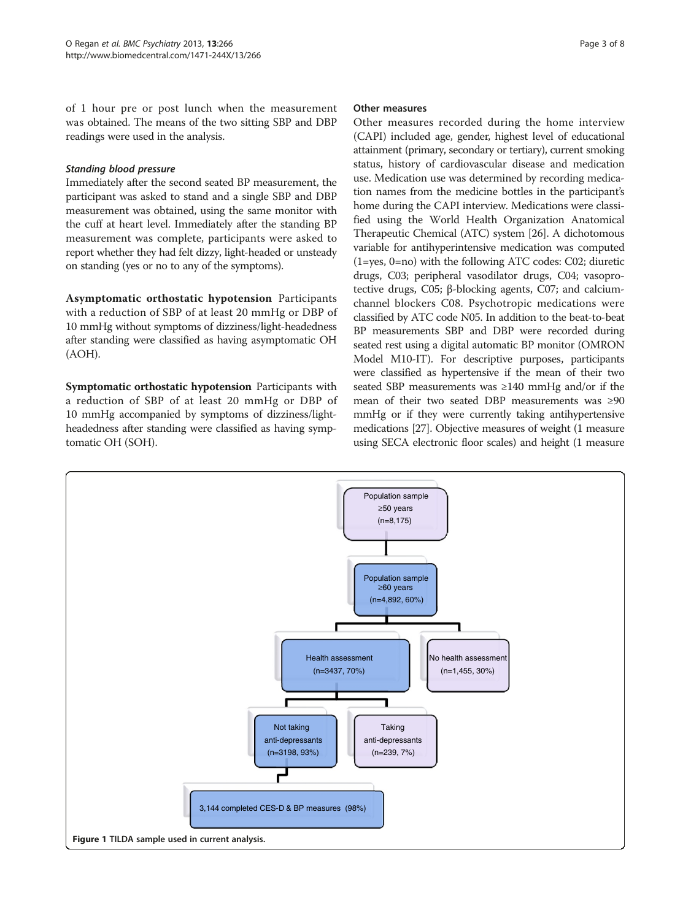of 1 hour pre or post lunch when the measurement was obtained. The means of the two sitting SBP and DBP readings were used in the analysis.

#### *Standing blood pressure*

Immediately after the second seated BP measurement, the participant was asked to stand and a single SBP and DBP measurement was obtained, using the same monitor with the cuff at heart level. Immediately after the standing BP measurement was complete, participants were asked to report whether they had felt dizzy, light-headed or unsteady on standing (yes or no to any of the symptoms).

**Asymptomatic orthostatic hypotension** Participants with a reduction of SBP of at least 20 mmHg or DBP of 10 mmHg without symptoms of dizziness/light-headedness after standing were classified as having asymptomatic OH (AOH).

**Symptomatic orthostatic hypotension** Participants with a reduction of SBP of at least 20 mmHg or DBP of 10 mmHg accompanied by symptoms of dizziness/light-headedness after standing were classified as having symptomatic OH (SOH).

### Other measures

Other measures recorded during the home interview (CAPI) included age, gender, highest level of educational attainment (primary, secondary or tertiary), current smoking status, history of cardiovascular disease and medication use. Medication use was determined by recording medication names from the medicine bottles in the participant's home during the CAPI interview. Medications were classified using the World Health Organization Anatomical Therapeutic Chemical (ATC) system [26]. A dichotomous variable for antihyperintensive medication was computed (1=yes, 0=no) with the following ATC codes: C02; diuretic drugs, C03; peripheral vasodilator drugs, C04; vasoprotective drugs, C05; β-blocking agents, C07; and calcium-channel blockers C08. Psychotropic medications were classified by ATC code N05. In addition to the beat-to-beat BP measurements SBP and DBP were recorded during seated rest using a digital automatic BP monitor (OMRON Model M10-IT). For descriptive purposes, participants were classified as hypertensive if the mean of their two seated SBP measurements was ≥140 mmHg and/or if the mean of their two seated DBP measurements was ≥90 mmHg or if they were currently taking antihypertensive medications [27]. Objective measures of weight (1 measure using SECA electronic floor scales) and height (1 measure

Population sample ≥50 years (n=8,175)
→ Population sample ≥60 years (n=4,892, 60%)
→ Health assessment (n=3437, 70%) | No health assessment (n=1,455, 30%)
Health assessment → Not taking anti-depressants (n=3198, 93%) | Taking anti-depressants (n=239, 7%)
Not taking anti-depressants → 3,144 completed CES-D & BP measures (98%)

**Figure 1** TILDA sample used in current analysis.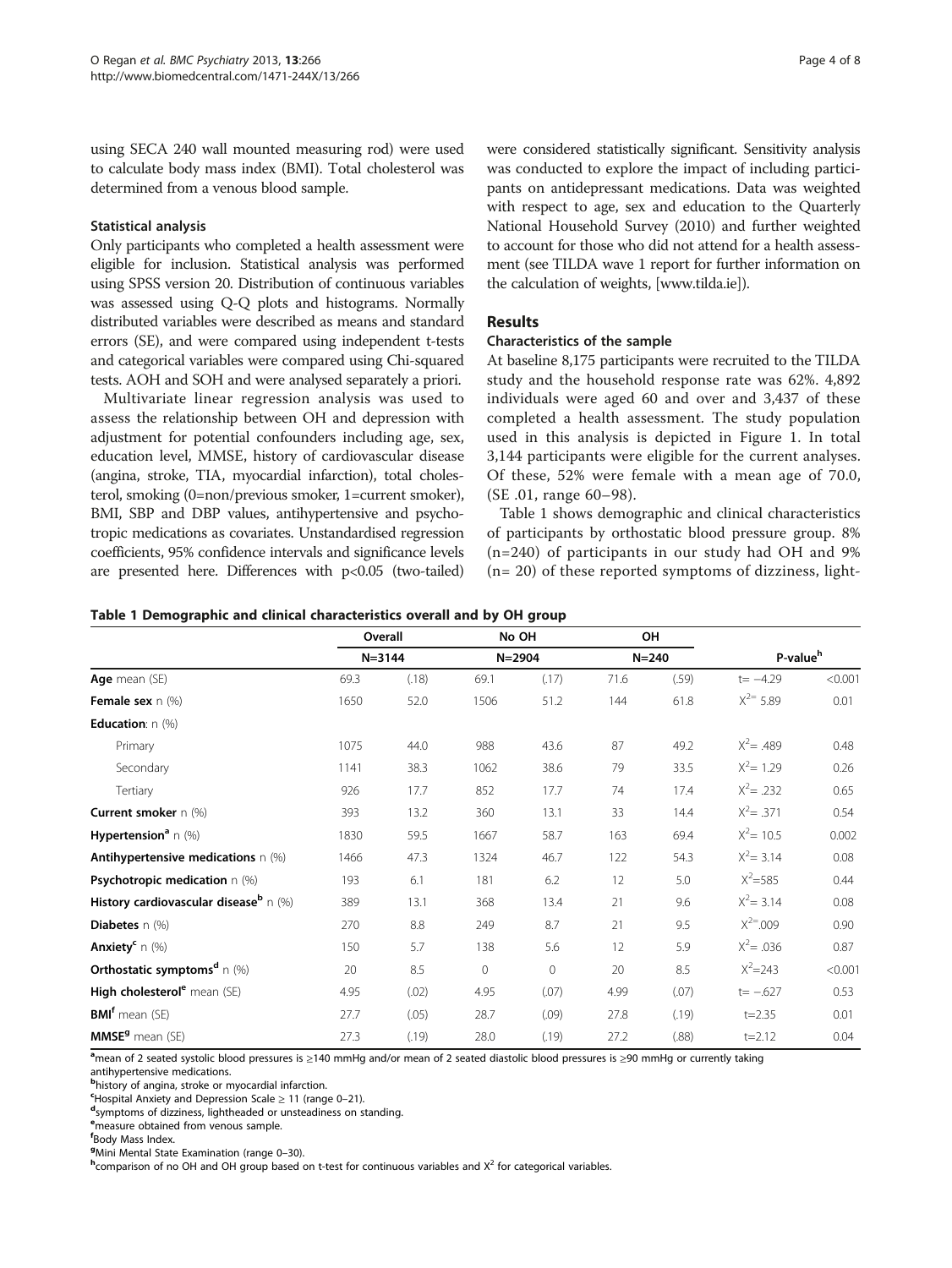using SECA 240 wall mounted measuring rod) were used to calculate body mass index (BMI). Total cholesterol was determined from a venous blood sample.

### Statistical analysis

Only participants who completed a health assessment were eligible for inclusion. Statistical analysis was performed using SPSS version 20. Distribution of continuous variables was assessed using Q-Q plots and histograms. Normally distributed variables were described as means and standard errors (SE), and were compared using independent t-tests and categorical variables were compared using Chi-squared tests. AOH and SOH and were analysed separately a priori.

Multivariate linear regression analysis was used to assess the relationship between OH and depression with adjustment for potential confounders including age, sex, education level, MMSE, history of cardiovascular disease (angina, stroke, TIA, myocardial infarction), total cholesterol, smoking (0=non/previous smoker, 1=current smoker), BMI, SBP and DBP values, antihypertensive and psychotropic medications as covariates. Unstandardised regression coefficients, 95% confidence intervals and significance levels are presented here. Differences with $p<0.05$ (two-tailed) were considered statistically significant. Sensitivity analysis was conducted to explore the impact of including participants on antidepressant medications. Data was weighted with respect to age, sex and education to the Quarterly National Household Survey (2010) and further weighted to account for those who did not attend for a health assessment (see TILDA wave 1 report for further information on the calculation of weights, [www.tilda.ie]).

## Results

### Characteristics of the sample

At baseline 8,175 participants were recruited to the TILDA study and the household response rate was 62%. 4,892 individuals were aged 60 and over and 3,437 of these completed a health assessment. The study population used in this analysis is depicted in Figure 1. In total 3,144 participants were eligible for the current analyses. Of these, 52% were female with a mean age of 70.0, (SE .01, range 60–98).

Table 1 shows demographic and clinical characteristics of participants by orthostatic blood pressure group. 8% (n=240) of participants in our study had OH and 9% (n= 20) of these reported symptoms of dizziness, light-

**Table 1 Demographic and clinical characteristics overall and by OH group**

| | Overall | | No OH | | OH | | P-value[h] | |
|---|---|---|---|---|---|---|---|---|
| | N=3144 | | N=2904 | | N=240 | | | |
| **Age** mean (SE) | 69.3 | (.18) | 69.1 | (.17) | 71.6 | (.59) | t= −4.29 | <0.001 |
| **Female sex** n (%) | 1650 | 52.0 | 1506 | 51.2 | 144 | 61.8 | $X^{2}=$ 5.89 | 0.01 |
| **Education**: n (%) | | | | | | | | |
| Primary | 1075 | 44.0 | 988 | 43.6 | 87 | 49.2 | $X^2=$ .489 | 0.48 |
| Secondary | 1141 | 38.3 | 1062 | 38.6 | 79 | 33.5 | $X^2=$ 1.29 | 0.26 |
| Tertiary | 926 | 17.7 | 852 | 17.7 | 74 | 17.4 | $X^2=$ .232 | 0.65 |
| **Current smoker** n (%) | 393 | 13.2 | 360 | 13.1 | 33 | 14.4 | $X^2=$ .371 | 0.54 |
| **Hypertension[a]** n (%) | 1830 | 59.5 | 1667 | 58.7 | 163 | 69.4 | $X^2=$ 10.5 | 0.002 |
| **Antihypertensive medications** n (%) | 1466 | 47.3 | 1324 | 46.7 | 122 | 54.3 | $X^2=$ 3.14 | 0.08 |
| **Psychotropic medication** n (%) | 193 | 6.1 | 181 | 6.2 | 12 | 5.0 | $X^2$=585 | 0.44 |
| **History cardiovascular disease[b]** n (%) | 389 | 13.1 | 368 | 13.4 | 21 | 9.6 | $X^2=$ 3.14 | 0.08 |
| **Diabetes** n (%) | 270 | 8.8 | 249 | 8.7 | 21 | 9.5 | $X^{2=}$.009 | 0.90 |
| **Anxiety[c]** n (%) | 150 | 5.7 | 138 | 5.6 | 12 | 5.9 | $X^2=$ .036 | 0.87 |
| **Orthostatic symptoms[d]** n (%) | 20 | 8.5 | 0 | 0 | 20 | 8.5 | $X^2$=243 | <0.001 |
| **High cholesterol[e]** mean (SE) | 4.95 | (.02) | 4.95 | (.07) | 4.99 | (.07) | t= −.627 | 0.53 |
| **BMI[f]** mean (SE) | 27.7 | (.05) | 28.7 | (.09) | 27.8 | (.19) | t=2.35 | 0.01 |
| **MMSE[g]** mean (SE) | 27.3 | (.19) | 28.0 | (.19) | 27.2 | (.88) | t=2.12 | 0.04 |

[a]mean of 2 seated systolic blood pressures is ≥140 mmHg and/or mean of 2 seated diastolic blood pressures is ≥90 mmHg or currently taking antihypertensive medications.
[b]history of angina, stroke or myocardial infarction.
[c]Hospital Anxiety and Depression Scale ≥ 11 (range 0–21).
[d]symptoms of dizziness, lightheaded or unsteadiness on standing.
[e]measure obtained from venous sample.
[f]Body Mass Index.
[g]Mini Mental State Examination (range 0–30).
[h]comparison of no OH and OH group based on t-test for continuous variables and $X^2$ for categorical variables.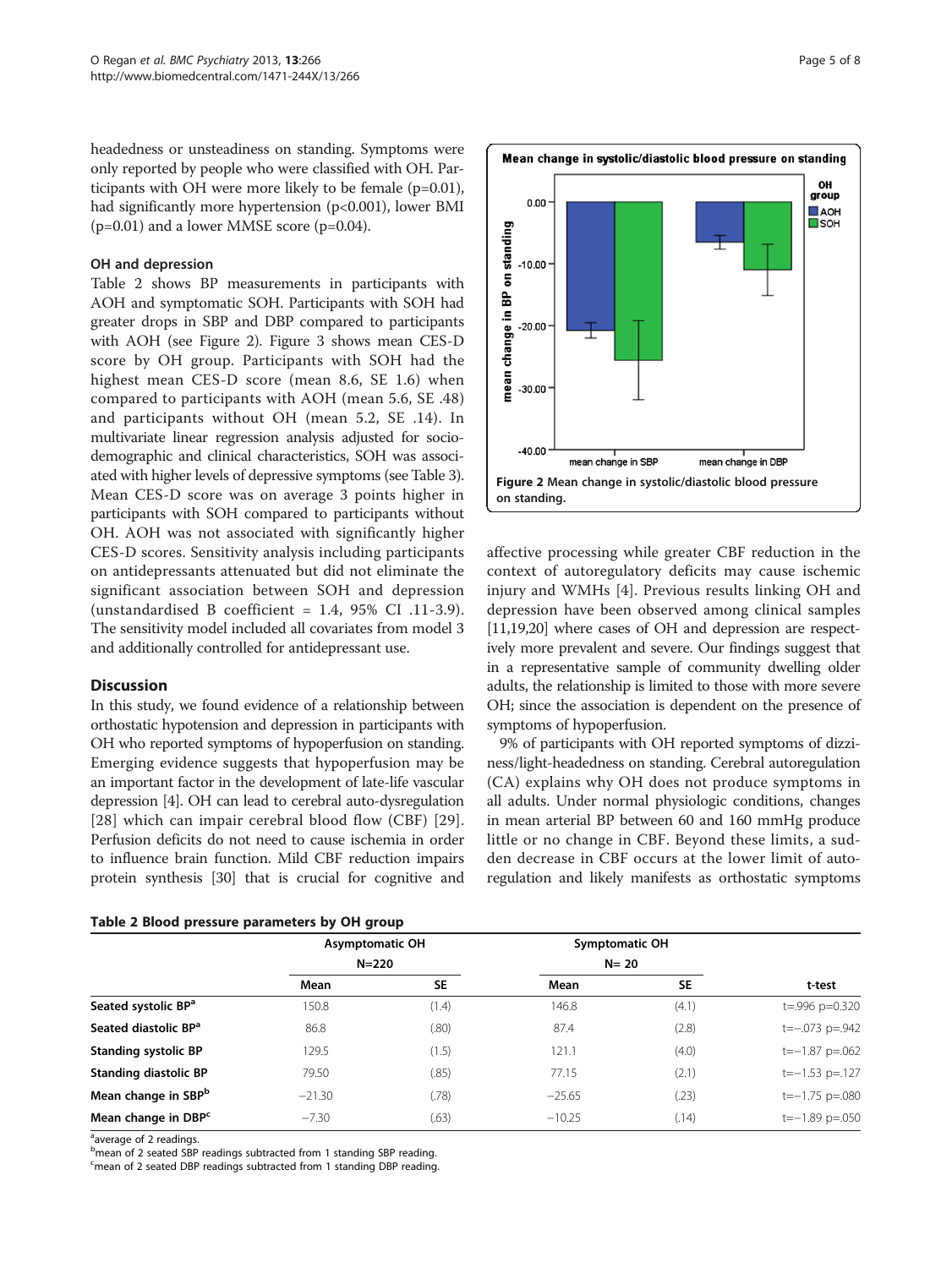headedness or unsteadiness on standing. Symptoms were only reported by people who were classified with OH. Participants with OH were more likely to be female (p=0.01), had significantly more hypertension (p<0.001), lower BMI (p=0.01) and a lower MMSE score (p=0.04).

### OH and depression

Table 2 shows BP measurements in participants with AOH and symptomatic SOH. Participants with SOH had greater drops in SBP and DBP compared to participants with AOH (see Figure 2). Figure 3 shows mean CES-D score by OH group. Participants with SOH had the highest mean CES-D score (mean 8.6, SE 1.6) when compared to participants with AOH (mean 5.6, SE .48) and participants without OH (mean 5.2, SE .14). In multivariate linear regression analysis adjusted for socio-demographic and clinical characteristics, SOH was associated with higher levels of depressive symptoms (see Table 3). Mean CES-D score was on average 3 points higher in participants with SOH compared to participants without OH. AOH was not associated with significantly higher CES-D scores. Sensitivity analysis including participants on antidepressants attenuated but did not eliminate the significant association between SOH and depression (unstandardised B coefficient = 1.4, 95% CI .11-3.9). The sensitivity model included all covariates from model 3 and additionally controlled for antidepressant use.

## Discussion

In this study, we found evidence of a relationship between orthostatic hypotension and depression in participants with OH who reported symptoms of hypoperfusion on standing. Emerging evidence suggests that hypoperfusion may be an important factor in the development of late-life vascular depression [4]. OH can lead to cerebral auto-dysregulation [28] which can impair cerebral blood flow (CBF) [29]. Perfusion deficits do not need to cause ischemia in order to influence brain function. Mild CBF reduction impairs protein synthesis [30] that is crucial for cognitive and affective processing while greater CBF reduction in the context of autoregulatory deficits may cause ischemic injury and WMHs [4]. Previous results linking OH and depression have been observed among clinical samples [11,19,20] where cases of OH and depression are respectively more prevalent and severe. Our findings suggest that in a representative sample of community dwelling older adults, the relationship is limited to those with more severe OH; since the association is dependent on the presence of symptoms of hypoperfusion.

**Figure 2** Mean change in systolic/diastolic blood pressure on standing.

9% of participants with OH reported symptoms of dizziness/light-headedness on standing. Cerebral autoregulation (CA) explains why OH does not produce symptoms in all adults. Under normal physiologic conditions, changes in mean arterial BP between 60 and 160 mmHg produce little or no change in CBF. Beyond these limits, a sudden decrease in CBF occurs at the lower limit of autoregulation and likely manifests as orthostatic symptoms

**Table 2 Blood pressure parameters by OH group**

| | Asymptomatic OH N=220 | | Symptomatic OH N= 20 | | |
|---|---|---|---|---|---|
| | Mean | SE | Mean | SE | t-test |
| **Seated systolic BP[a]** | 150.8 | (1.4) | 146.8 | (4.1) | t=.996 p=0.320 |
| **Seated diastolic BP[a]** | 86.8 | (.80) | 87.4 | (2.8) | t=−.073 p=.942 |
| **Standing systolic BP** | 129.5 | (1.5) | 121.1 | (4.0) | t=−1.87 p=.062 |
| **Standing diastolic BP** | 79.50 | (.85) | 77.15 | (2.1) | t=−1.53 p=.127 |
| **Mean change in SBP[b]** | −21.30 | (.78) | −25.65 | (.23) | t=−1.75 p=.080 |
| **Mean change in DBP[c]** | −7.30 | (.63) | −10.25 | (.14) | t=−1.89 p=.050 |

[a]average of 2 readings.
[b]mean of 2 seated SBP readings subtracted from 1 standing SBP reading.
[c]mean of 2 seated DBP readings subtracted from 1 standing DBP reading.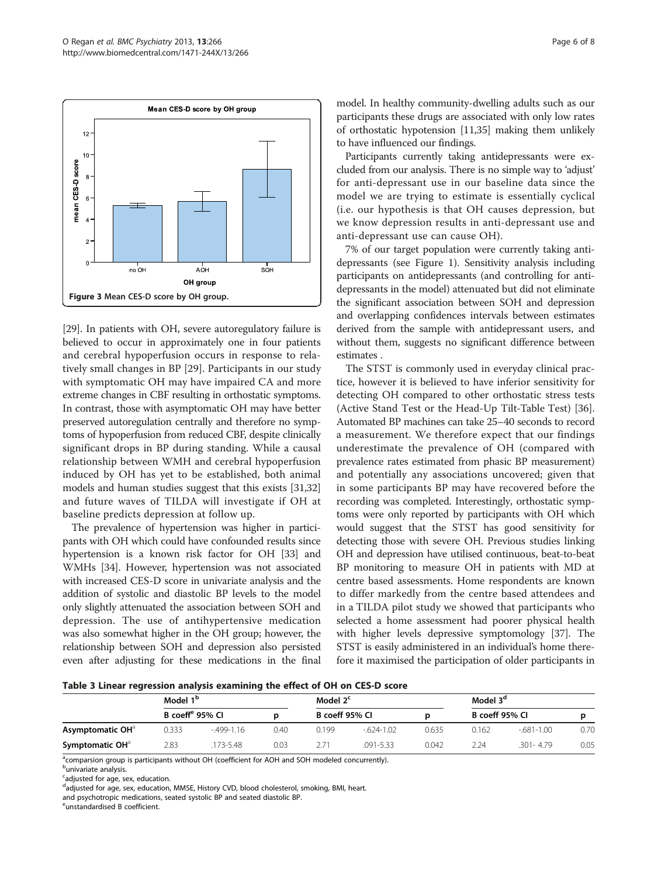Figure 3 Mean CES-D score by OH group.

[29]. In patients with OH, severe autoregulatory failure is believed to occur in approximately one in four patients and cerebral hypoperfusion occurs in response to relatively small changes in BP [29]. Participants in our study with symptomatic OH may have impaired CA and more extreme changes in CBF resulting in orthostatic symptoms. In contrast, those with asymptomatic OH may have better preserved autoregulation centrally and therefore no symptoms of hypoperfusion from reduced CBF, despite clinically significant drops in BP during standing. While a causal relationship between WMH and cerebral hypoperfusion induced by OH has yet to be established, both animal models and human studies suggest that this exists [31,32] and future waves of TILDA will investigate if OH at baseline predicts depression at follow up.

The prevalence of hypertension was higher in participants with OH which could have confounded results since hypertension is a known risk factor for OH [33] and WMHs [34]. However, hypertension was not associated with increased CES-D score in univariate analysis and the addition of systolic and diastolic BP levels to the model only slightly attenuated the association between SOH and depression. The use of antihypertensive medication was also somewhat higher in the OH group; however, the relationship between SOH and depression also persisted even after adjusting for these medications in the final model. In healthy community-dwelling adults such as our participants these drugs are associated with only low rates of orthostatic hypotension [11,35] making them unlikely to have influenced our findings.

Participants currently taking antidepressants were excluded from our analysis. There is no simple way to 'adjust' for anti-depressant use in our baseline data since the model we are trying to estimate is essentially cyclical (i.e. our hypothesis is that OH causes depression, but we know depression results in anti-depressant use and anti-depressant use can cause OH).

7% of our target population were currently taking antidepressants (see Figure 1). Sensitivity analysis including participants on antidepressants (and controlling for antidepressants in the model) attenuated but did not eliminate the significant association between SOH and depression and overlapping confidences intervals between estimates derived from the sample with antidepressant users, and without them, suggests no significant difference between estimates .

The STST is commonly used in everyday clinical practice, however it is believed to have inferior sensitivity for detecting OH compared to other orthostatic stress tests (Active Stand Test or the Head-Up Tilt-Table Test) [36]. Automated BP machines can take 25–40 seconds to record a measurement. We therefore expect that our findings underestimate the prevalence of OH (compared with prevalence rates estimated from phasic BP measurement) and potentially any associations uncovered; given that in some participants BP may have recovered before the recording was completed. Interestingly, orthostatic symptoms were only reported by participants with OH which would suggest that the STST has good sensitivity for detecting those with severe OH. Previous studies linking OH and depression have utilised continuous, beat-to-beat BP monitoring to measure OH in patients with MD at centre based assessments. Home respondents are known to differ markedly from the centre based attendees and in a TILDA pilot study we showed that participants who selected a home assessment had poorer physical health with higher levels depressive symptomology [37]. The STST is easily administered in an individual's home therefore it maximised the participation of older participants in

**Table 3 Linear regression analysis examining the effect of OH on CES-D score**

| | Model 1[b] | | | Model 2[c] | | | Model 3[d] | | |
|---|---|---|---|---|---|---|---|---|---|
| | B coeff[e] | 95% CI | p | B coeff | 95% CI | p | B coeff | 95% CI | p |
| **Asymptomatic OH**[a] | 0.333 | -.499-1.16 | 0.40 | 0.199 | -.624-1.02 | 0.635 | 0.162 | -.681-1.00 | 0.70 |
| **Symptomatic OH**[a] | 2.83 | .173-5.48 | 0.03 | 2.71 | .091-5.33 | 0.042 | 2.24 | .301- 4.79 | 0.05 |

[a]comparsion group is participants without OH (coefficient for AOH and SOH modeled concurrently).
[b]univariate analysis.
[c]adjusted for age, sex, education.
[d]adjusted for age, sex, education, MMSE, History CVD, blood cholesterol, smoking, BMI, heart.
and psychotropic medications, seated systolic BP and seated diastolic BP.
[e]unstandardised B coefficient.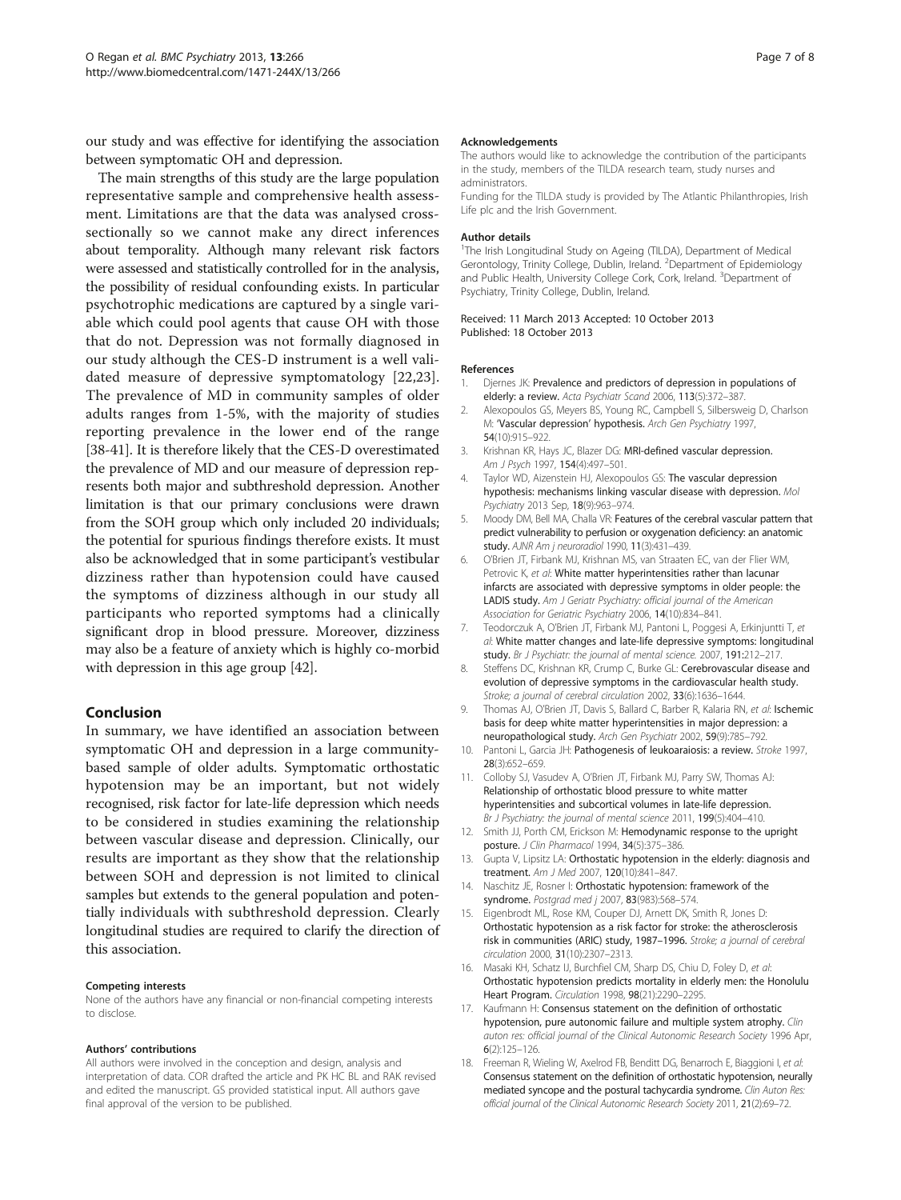our study and was effective for identifying the association between symptomatic OH and depression.

The main strengths of this study are the large population representative sample and comprehensive health assessment. Limitations are that the data was analysed cross-sectionally so we cannot make any direct inferences about temporality. Although many relevant risk factors were assessed and statistically controlled for in the analysis, the possibility of residual confounding exists. In particular psychotrophic medications are captured by a single variable which could pool agents that cause OH with those that do not. Depression was not formally diagnosed in our study although the CES-D instrument is a well validated measure of depressive symptomatology [22,23]. The prevalence of MD in community samples of older adults ranges from 1-5%, with the majority of studies reporting prevalence in the lower end of the range [38-41]. It is therefore likely that the CES-D overestimated the prevalence of MD and our measure of depression represents both major and subthreshold depression. Another limitation is that our primary conclusions were drawn from the SOH group which only included 20 individuals; the potential for spurious findings therefore exists. It must also be acknowledged that in some participant's vestibular dizziness rather than hypotension could have caused the symptoms of dizziness although in our study all participants who reported symptoms had a clinically significant drop in blood pressure. Moreover, dizziness may also be a feature of anxiety which is highly co-morbid with depression in this age group [42].

## Conclusion

In summary, we have identified an association between symptomatic OH and depression in a large community-based sample of older adults. Symptomatic orthostatic hypotension may be an important, but not widely recognised, risk factor for late-life depression which needs to be considered in studies examining the relationship between vascular disease and depression. Clinically, our results are important as they show that the relationship between SOH and depression is not limited to clinical samples but extends to the general population and potentially individuals with subthreshold depression. Clearly longitudinal studies are required to clarify the direction of this association.

#### Competing interests

None of the authors have any financial or non-financial competing interests to disclose.

#### Authors' contributions

All authors were involved in the conception and design, analysis and interpretation of data. COR drafted the article and PK HC BL and RAK revised and edited the manuscript. GS provided statistical input. All authors gave final approval of the version to be published.

#### Acknowledgements

The authors would like to acknowledge the contribution of the participants in the study, members of the TILDA research team, study nurses and administrators.

Funding for the TILDA study is provided by The Atlantic Philanthropies, Irish Life plc and the Irish Government.

#### Author details

[1]The Irish Longitudinal Study on Ageing (TILDA), Department of Medical Gerontology, Trinity College, Dublin, Ireland. [2]Department of Epidemiology and Public Health, University College Cork, Cork, Ireland. [3]Department of Psychiatry, Trinity College, Dublin, Ireland.

Received: 11 March 2013 Accepted: 10 October 2013
Published: 18 October 2013

#### References

1. Djernes JK: **Prevalence and predictors of depression in populations of elderly: a review.** *Acta Psychiatr Scand* 2006, **113**(5):372–387.
2. Alexopoulos GS, Meyers BS, Young RC, Campbell S, Silbersweig D, Charlson M: **'Vascular depression' hypothesis.** *Arch Gen Psychiatry* 1997, **54**(10):915–922.
3. Krishnan KR, Hays JC, Blazer DG: **MRI-defined vascular depression.** *Am J Psych* 1997, **154**(4):497–501.
4. Taylor WD, Aizenstein HJ, Alexopoulos GS: **The vascular depression hypothesis: mechanisms linking vascular disease with depression.** *Mol Psychiatry* 2013 Sep, **18**(9):963–974.
5. Moody DM, Bell MA, Challa VR: **Features of the cerebral vascular pattern that predict vulnerability to perfusion or oxygenation deficiency: an anatomic study.** *AJNR Am j neuroradiol* 1990, **11**(3):431–439.
6. O'Brien JT, Firbank MJ, Krishnan MS, van Straaten EC, van der Flier WM, Petrovic K, *et al*: **White matter hyperintensities rather than lacunar infarcts are associated with depressive symptoms in older people: the LADIS study.** *Am J Geriatr Psychiatry: official journal of the American Association for Geriatric Psychiatry* 2006, **14**(10):834–841.
7. Teodorczuk A, O'Brien JT, Firbank MJ, Pantoni L, Poggesi A, Erkinjuntti T, *et al*: **White matter changes and late-life depressive symptoms: longitudinal study.** *Br J Psychiatr: the journal of mental science.* 2007, **191**:212–217.
8. Steffens DC, Krishnan KR, Crump C, Burke GL: **Cerebrovascular disease and evolution of depressive symptoms in the cardiovascular health study.** *Stroke; a journal of cerebral circulation* 2002, **33**(6):1636–1644.
9. Thomas AJ, O'Brien JT, Davis S, Ballard C, Barber R, Kalaria RN, *et al*: **Ischemic basis for deep white matter hyperintensities in major depression: a neuropathological study.** *Arch Gen Psychiatr* 2002, **59**(9):785–792.
10. Pantoni L, Garcia JH: **Pathogenesis of leukoaraiosis: a review.** *Stroke* 1997, **28**(3):652–659.
11. Colloby SJ, Vasudev A, O'Brien JT, Firbank MJ, Parry SW, Thomas AJ: **Relationship of orthostatic blood pressure to white matter hyperintensities and subcortical volumes in late-life depression.** *Br J Psychiatry: the journal of mental science* 2011, **199**(5):404–410.
12. Smith JJ, Porth CM, Erickson M: **Hemodynamic response to the upright posture.** *J Clin Pharmacol* 1994, **34**(5):375–386.
13. Gupta V, Lipsitz LA: **Orthostatic hypotension in the elderly: diagnosis and treatment.** *Am J Med* 2007, **120**(10):841–847.
14. Naschitz JE, Rosner I: **Orthostatic hypotension: framework of the syndrome.** *Postgrad med j* 2007, **83**(983):568–574.
15. Eigenbrodt ML, Rose KM, Couper DJ, Arnett DK, Smith R, Jones D: **Orthostatic hypotension as a risk factor for stroke: the atherosclerosis risk in communities (ARIC) study, 1987–1996.** *Stroke; a journal of cerebral circulation* 2000, **31**(10):2307–2313.
16. Masaki KH, Schatz IJ, Burchfiel CM, Sharp DS, Chiu D, Foley D, *et al*: **Orthostatic hypotension predicts mortality in elderly men: the Honolulu Heart Program.** *Circulation* 1998, **98**(21):2290–2295.
17. Kaufmann H: **Consensus statement on the definition of orthostatic hypotension, pure autonomic failure and multiple system atrophy.** *Clin auton res: official journal of the Clinical Autonomic Research Society* 1996 Apr, **6**(2):125–126.
18. Freeman R, Wieling W, Axelrod FB, Benditt DG, Benarroch E, Biaggioni I, *et al*: **Consensus statement on the definition of orthostatic hypotension, neurally mediated syncope and the postural tachycardia syndrome.** *Clin Auton Res: official journal of the Clinical Autonomic Research Society* 2011, **21**(2):69–72.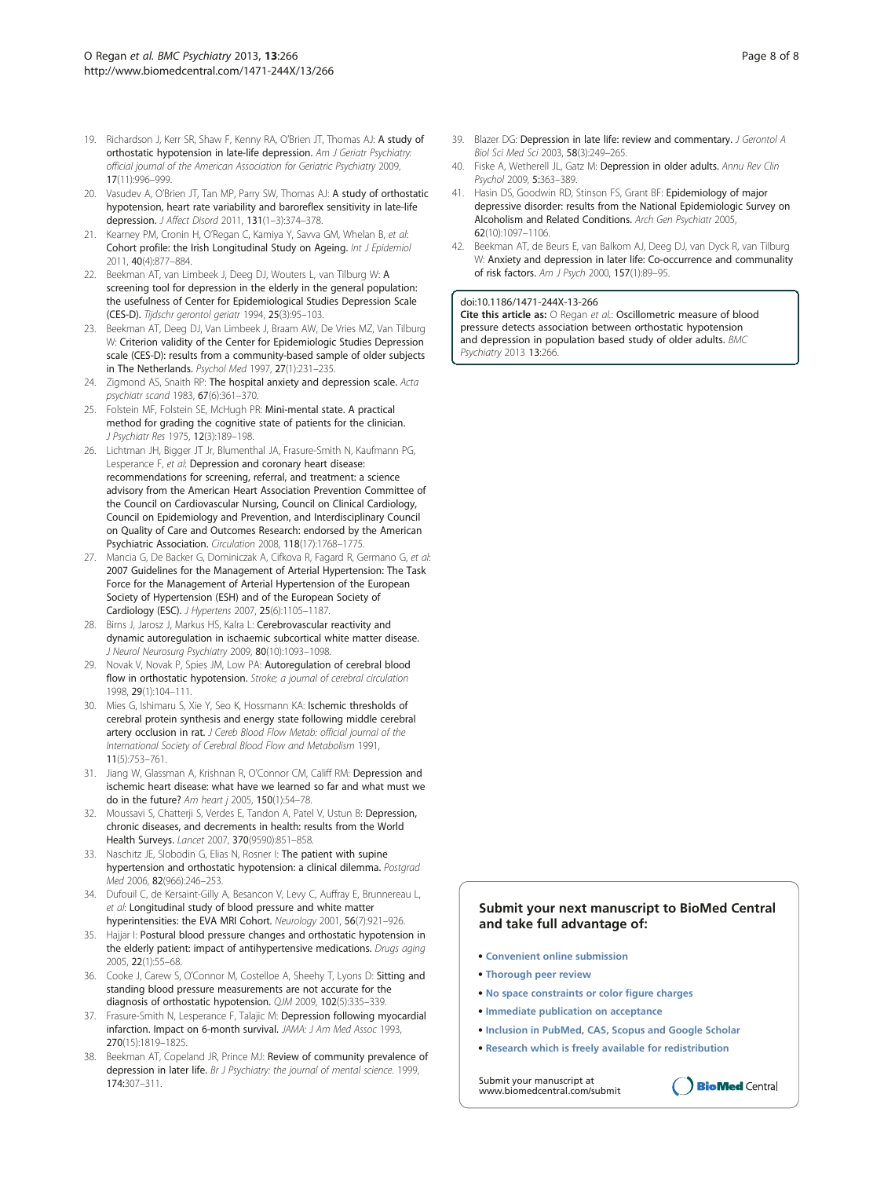19. Richardson J, Kerr SR, Shaw F, Kenny RA, O'Brien JT, Thomas AJ: **A study of orthostatic hypotension in late-life depression.** *Am J Geriatr Psychiatry: official journal of the American Association for Geriatric Psychiatry* 2009, **17**(11):996–999.
20. Vasudev A, O'Brien JT, Tan MP, Parry SW, Thomas AJ: **A study of orthostatic hypotension, heart rate variability and baroreflex sensitivity in late-life depression.** *J Affect Disord* 2011, **131**(1–3):374–378.
21. Kearney PM, Cronin H, O'Regan C, Kamiya Y, Savva GM, Whelan B, *et al*: **Cohort profile: the Irish Longitudinal Study on Ageing.** *Int J Epidemiol* 2011, **40**(4):877–884.
22. Beekman AT, van Limbeek J, Deeg DJ, Wouters L, van Tilburg W: **A screening tool for depression in the elderly in the general population: the usefulness of Center for Epidemiological Studies Depression Scale (CES-D).** *Tijdschr gerontol geriatr* 1994, **25**(3):95–103.
23. Beekman AT, Deeg DJ, Van Limbeek J, Braam AW, De Vries MZ, Van Tilburg W: **Criterion validity of the Center for Epidemiologic Studies Depression scale (CES-D): results from a community-based sample of older subjects in The Netherlands.** *Psychol Med* 1997, **27**(1):231–235.
24. Zigmond AS, Snaith RP: **The hospital anxiety and depression scale.** *Acta psychiatr scand* 1983, **67**(6):361–370.
25. Folstein MF, Folstein SE, McHugh PR: **Mini-mental state. A practical method for grading the cognitive state of patients for the clinician.** *J Psychiatr Res* 1975, **12**(3):189–198.
26. Lichtman JH, Bigger JT Jr, Blumenthal JA, Frasure-Smith N, Kaufmann PG, Lesperance F, *et al*: **Depression and coronary heart disease: recommendations for screening, referral, and treatment: a science advisory from the American Heart Association Prevention Committee of the Council on Cardiovascular Nursing, Council on Clinical Cardiology, Council on Epidemiology and Prevention, and Interdisciplinary Council on Quality of Care and Outcomes Research: endorsed by the American Psychiatric Association.** *Circulation* 2008, **118**(17):1768–1775.
27. Mancia G, De Backer G, Dominiczak A, Cifkova R, Fagard R, Germano G, *et al*: **2007 Guidelines for the Management of Arterial Hypertension: The Task Force for the Management of Arterial Hypertension of the European Society of Hypertension (ESH) and of the European Society of Cardiology (ESC).** *J Hypertens* 2007, **25**(6):1105–1187.
28. Birns J, Jarosz J, Markus HS, Kalra L: **Cerebrovascular reactivity and dynamic autoregulation in ischaemic subcortical white matter disease.** *J Neurol Neurosurg Psychiatry* 2009, **80**(10):1093–1098.
29. Novak V, Novak P, Spies JM, Low PA: **Autoregulation of cerebral blood flow in orthostatic hypotension.** *Stroke; a journal of cerebral circulation* 1998, **29**(1):104–111.
30. Mies G, Ishimaru S, Xie Y, Seo K, Hossmann KA: **Ischemic thresholds of cerebral protein synthesis and energy state following middle cerebral artery occlusion in rat.** *J Cereb Blood Flow Metab: official journal of the International Society of Cerebral Blood Flow and Metabolism* 1991, **11**(5):753–761.
31. Jiang W, Glassman A, Krishnan R, O'Connor CM, Califf RM: **Depression and ischemic heart disease: what have we learned so far and what must we do in the future?** *Am heart j* 2005, **150**(1):54–78.
32. Moussavi S, Chatterji S, Verdes E, Tandon A, Patel V, Ustun B: **Depression, chronic diseases, and decrements in health: results from the World Health Surveys.** *Lancet* 2007, **370**(9590):851–858.
33. Naschitz JE, Slobodin G, Elias N, Rosner I: **The patient with supine hypertension and orthostatic hypotension: a clinical dilemma.** *Postgrad Med* 2006, **82**(966):246–253.
34. Dufouil C, de Kersaint-Gilly A, Besancon V, Levy C, Auffray E, Brunnereau L, *et al*: **Longitudinal study of blood pressure and white matter hyperintensities: the EVA MRI Cohort.** *Neurology* 2001, **56**(7):921–926.
35. Hajjar I: **Postural blood pressure changes and orthostatic hypotension in the elderly patient: impact of antihypertensive medications.** *Drugs aging* 2005, **22**(1):55–68.
36. Cooke J, Carew S, O'Connor M, Costelloe A, Sheehy T, Lyons D: **Sitting and standing blood pressure measurements are not accurate for the diagnosis of orthostatic hypotension.** *QJM* 2009, **102**(5):335–339.
37. Frasure-Smith N, Lesperance F, Talajic M: **Depression following myocardial infarction. Impact on 6-month survival.** *JAMA: J Am Med Assoc* 1993, **270**(15):1819–1825.
38. Beekman AT, Copeland JR, Prince MJ: **Review of community prevalence of depression in later life.** *Br J Psychiatry: the journal of mental science.* 1999, **174**:307–311.
39. Blazer DG: **Depression in late life: review and commentary.** *J Gerontol A Biol Sci Med Sci* 2003, **58**(3):249–265.
40. Fiske A, Wetherell JL, Gatz M: **Depression in older adults.** *Annu Rev Clin Psychol* 2009, **5**:363–389.
41. Hasin DS, Goodwin RD, Stinson FS, Grant BF: **Epidemiology of major depressive disorder: results from the National Epidemiologic Survey on Alcoholism and Related Conditions.** *Arch Gen Psychiatr* 2005, **62**(10):1097–1106.
42. Beekman AT, de Beurs E, van Balkom AJ, Deeg DJ, van Dyck R, van Tilburg W: **Anxiety and depression in later life: Co-occurrence and communality of risk factors.** *Am J Psych* 2000, **157**(1):89–95.

doi:10.1186/1471-244X-13-266

**Cite this article as:** O Regan *et al.*: Oscillometric measure of blood pressure detects association between orthostatic hypotension and depression in population based study of older adults. *BMC Psychiatry* 2013 **13**:266.

**Submit your next manuscript to BioMed Central and take full advantage of:**

- **Convenient online submission**
- **Thorough peer review**
- **No space constraints or color figure charges**
- **Immediate publication on acceptance**
- **Inclusion in PubMed, CAS, Scopus and Google Scholar**
- **Research which is freely available for redistribution**

Submit your manuscript at www.biomedcentral.com/submit

BioMed Central